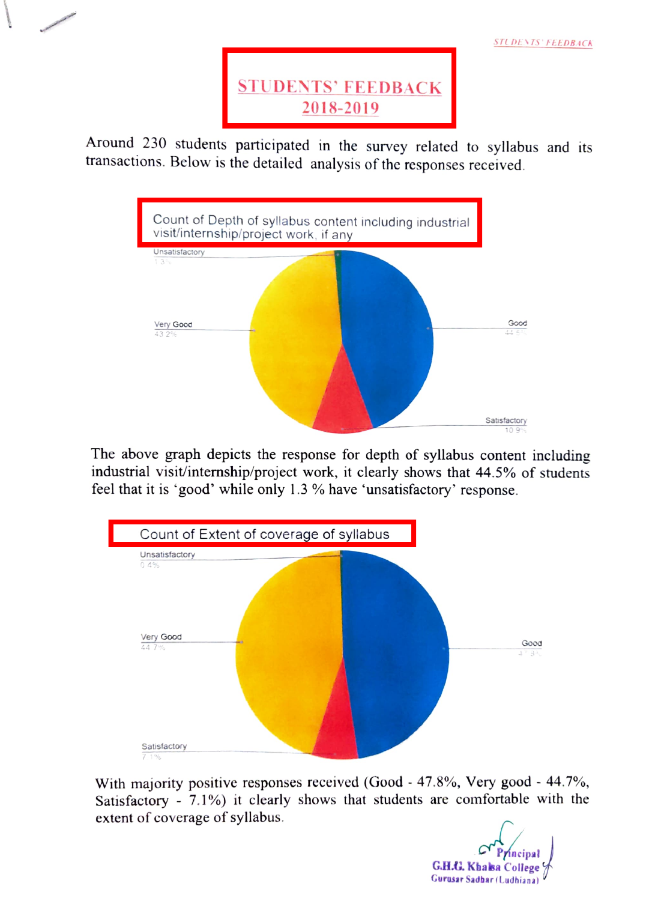# STUDENTS' FEEDBACK
## 2018-2019

Around 230 students participated in the survey related to syllabus and its transactions. Below is the detailed analysis of the responses received.

**Count of Depth of syllabus content including industrial visit/internship/project work, if any**

Unsatisfactory 1.3%

Very Good 43.2%

Good 44.5%

Satisfactory 10.9%

The above graph depicts the response for depth of syllabus content including industrial visit/internship/project work, it clearly shows that 44.5% of students feel that it is 'good' while only 1.3 % have 'unsatisfactory' response.

**Count of Extent of coverage of syllabus**

Unsatisfactory 0.4%

Very Good 44.7%

Good 47.8%

Satisfactory 7.1%

With majority positive responses received (Good - 47.8%, Very good - 44.7%, Satisfactory - 7.1%) it clearly shows that students are comfortable with the extent of coverage of syllabus.

Principal
G.H.G. Khalsa College
Gurusar Sadhar (Ludhiana)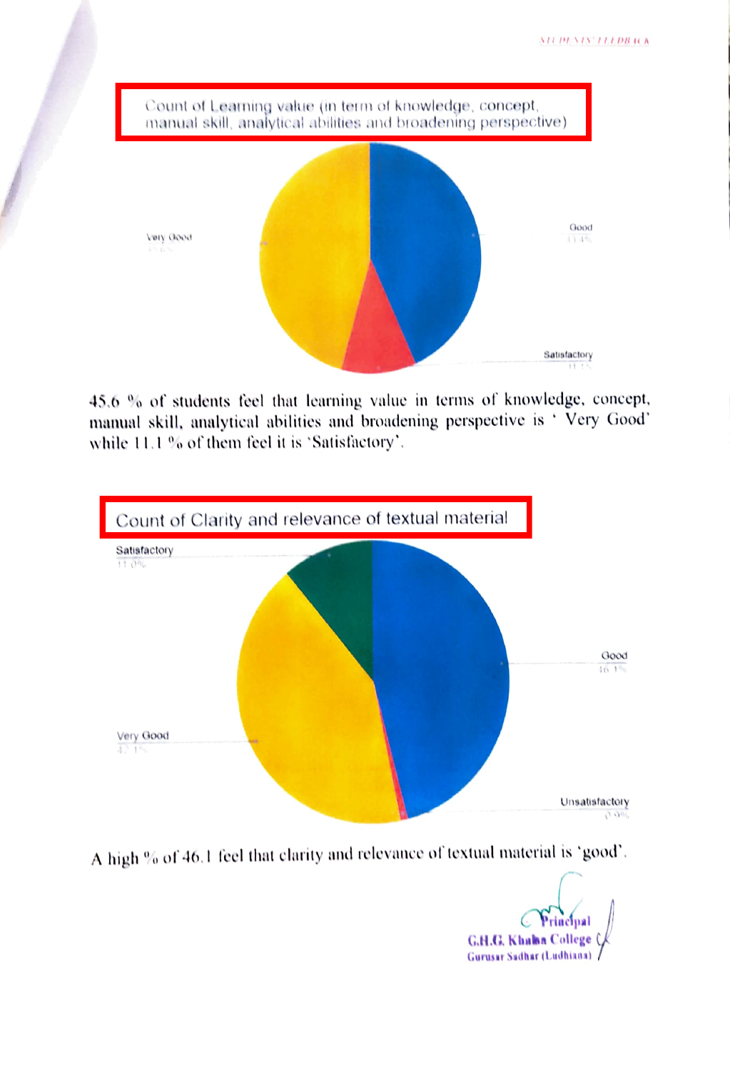Count of Learning value (in term of knowledge, concept, manual skill, analytical abilities and broadening perspective)

Very Good

Good

Satisfactory

45.6 % of students feel that learning value in terms of knowledge, concept, manual skill, analytical abilities and broadening perspective is ' Very Good' while 11.1 % of them feel it is 'Satisfactory'.

Count of Clarity and relevance of textual material

Satisfactory

Good

Very Good

Unsatisfactory

A high % of 46.1 feel that clarity and relevance of textual material is 'good'.

Principal
G.H.G. Khalsa College
Gurusar Sadhar (Ludhiana)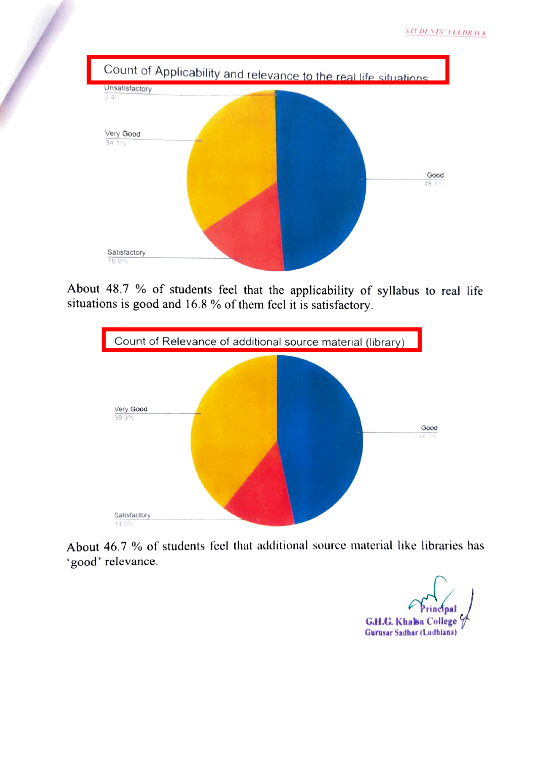## Count of Applicability and relevance to the real life situations

Unsatisfactory
0.4%

Very Good
34.1%

Good
48.7%

Satisfactory
16.8%

About 48.7 % of students feel that the applicability of syllabus to real life situations is good and 16.8 % of them feel it is satisfactory.

## Count of Relevance of additional source material (library)

Very Good
39.3%

Good
46.7%

Satisfactory
14.0%

About 46.7 % of students feel that additional source material like libraries has 'good' relevance.

Principal
G.H.G. Khalsa College
Gurusar Sadhar (Ludhiana)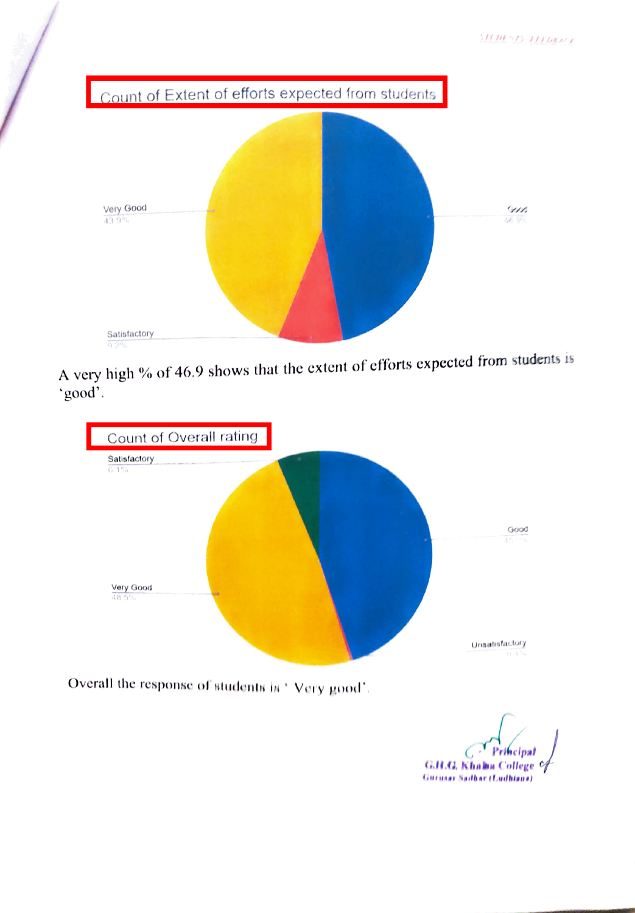Count of Extent of efforts expected from students

Very Good
43.9%

Good
46.9%

Satisfactory
9.2%

A very high % of 46.9 shows that the extent of efforts expected from students is 'good'.

Count of Overall rating

Satisfactory
6.1%

Good
45.5%

Very Good
48.5%

Unsatisfactory

Overall the response of students is ' Very good'.

Principal
G.H.G. Khalsa College
Gurusar Sadhar (Ludhiana)